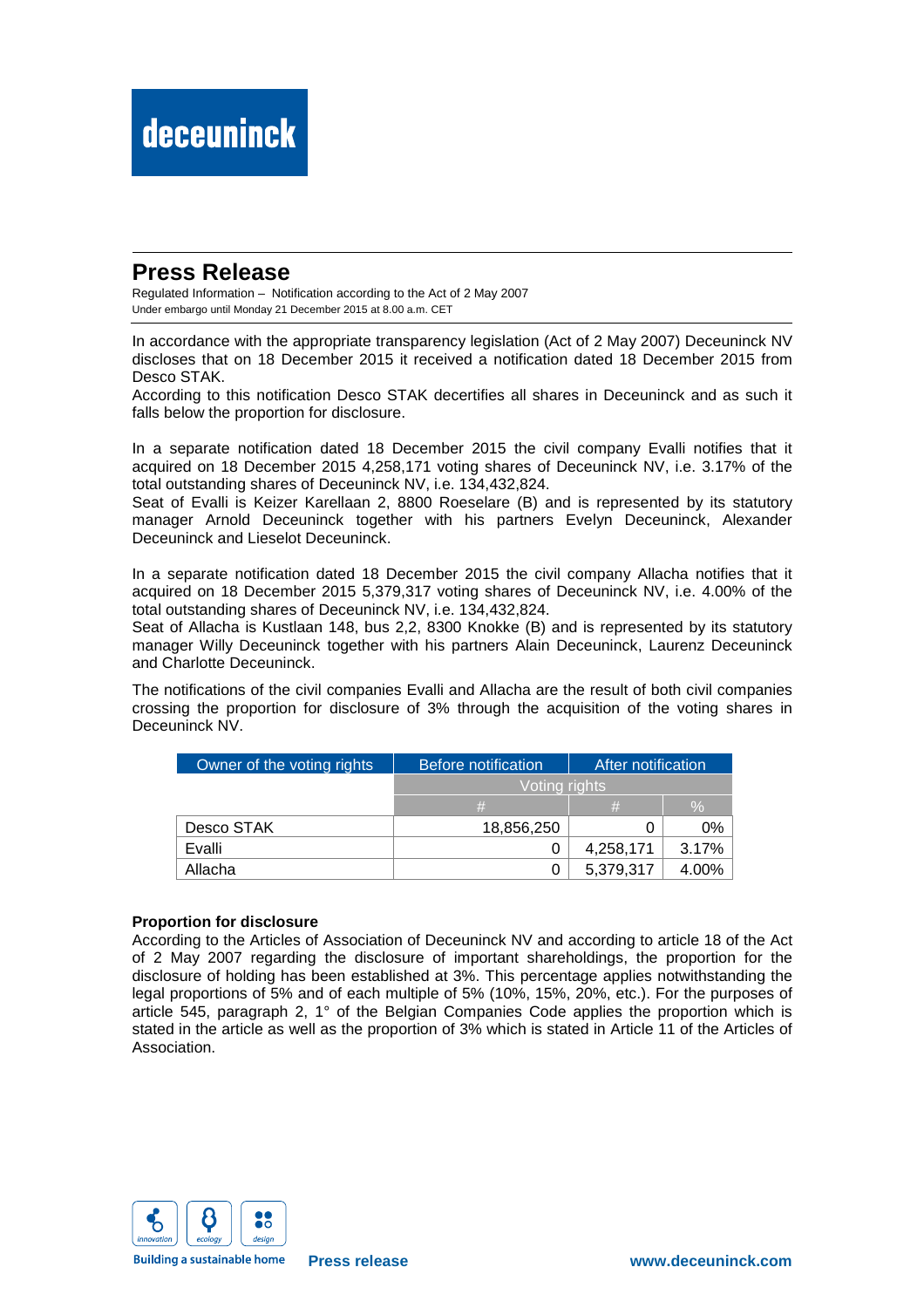# Press Release

Regulated Information – Notification according to the Act of 2 May 2007
Under embargo until Monday 21 December 2015 at 8.00 a.m. CET

In accordance with the appropriate transparency legislation (Act of 2 May 2007) Deceuninck NV discloses that on 18 December 2015 it received a notification dated 18 December 2015 from Desco STAK.
According to this notification Desco STAK decertifies all shares in Deceuninck and as such it falls below the proportion for disclosure.

In a separate notification dated 18 December 2015 the civil company Evalli notifies that it acquired on 18 December 2015 4,258,171 voting shares of Deceuninck NV, i.e. 3.17% of the total outstanding shares of Deceuninck NV, i.e. 134,432,824.
Seat of Evalli is Keizer Karellaan 2, 8800 Roeselare (B) and is represented by its statutory manager Arnold Deceuninck together with his partners Evelyn Deceuninck, Alexander Deceuninck and Lieselot Deceuninck.

In a separate notification dated 18 December 2015 the civil company Allacha notifies that it acquired on 18 December 2015 5,379,317 voting shares of Deceuninck NV, i.e. 4.00% of the total outstanding shares of Deceuninck NV, i.e. 134,432,824.
Seat of Allacha is Kustlaan 148, bus 2,2, 8300 Knokke (B) and is represented by its statutory manager Willy Deceuninck together with his partners Alain Deceuninck, Laurenz Deceuninck and Charlotte Deceuninck.

The notifications of the civil companies Evalli and Allacha are the result of both civil companies crossing the proportion for disclosure of 3% through the acquisition of the voting shares in Deceuninck NV.

| Owner of the voting rights | Before notification | After notification | |
|---|---|---|---|
| | Voting rights | | |
| | # | # | % |
| Desco STAK | 18,856,250 | 0 | 0% |
| Evalli | 0 | 4,258,171 | 3.17% |
| Allacha | 0 | 5,379,317 | 4.00% |

**Proportion for disclosure**
According to the Articles of Association of Deceuninck NV and according to article 18 of the Act of 2 May 2007 regarding the disclosure of important shareholdings, the proportion for the disclosure of holding has been established at 3%. This percentage applies notwithstanding the legal proportions of 5% and of each multiple of 5% (10%, 15%, 20%, etc.). For the purposes of article 545, paragraph 2, 1° of the Belgian Companies Code applies the proportion which is stated in the article as well as the proportion of 3% which is stated in Article 11 of the Articles of Association.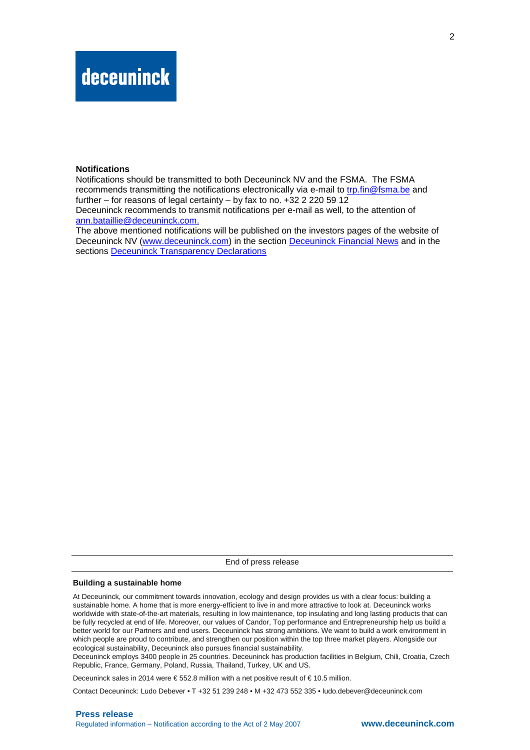deceuninck

**Notifications**

Notifications should be transmitted to both Deceuninck NV and the FSMA. The FSMA recommends transmitting the notifications electronically via e-mail to trp.fin@fsma.be and further – for reasons of legal certainty – by fax to no. +32 2 220 59 12

Deceuninck recommends to transmit notifications per e-mail as well, to the attention of ann.bataillie@deceuninck.com.

The above mentioned notifications will be published on the investors pages of the website of Deceuninck NV (www.deceuninck.com) in the section Deceuninck Financial News and in the sections Deceuninck Transparency Declarations

End of press release

**Building a sustainable home**

At Deceuninck, our commitment towards innovation, ecology and design provides us with a clear focus: building a sustainable home. A home that is more energy-efficient to live in and more attractive to look at. Deceuninck works worldwide with state-of-the-art materials, resulting in low maintenance, top insulating and long lasting products that can be fully recycled at end of life. Moreover, our values of Candor, Top performance and Entrepreneurship help us build a better world for our Partners and end users. Deceuninck has strong ambitions. We want to build a work environment in which people are proud to contribute, and strengthen our position within the top three market players. Alongside our ecological sustainability, Deceuninck also pursues financial sustainability.

Deceuninck employs 3400 people in 25 countries. Deceuninck has production facilities in Belgium, Chili, Croatia, Czech Republic, France, Germany, Poland, Russia, Thailand, Turkey, UK and US.

Deceuninck sales in 2014 were € 552.8 million with a net positive result of € 10.5 million.

Contact Deceuninck: Ludo Debever • T +32 51 239 248 • M +32 473 552 335 • ludo.debever@deceuninck.com

**Press release**

Regulated information – Notification according to the Act of 2 May 2007

**www.deceuninck.com**